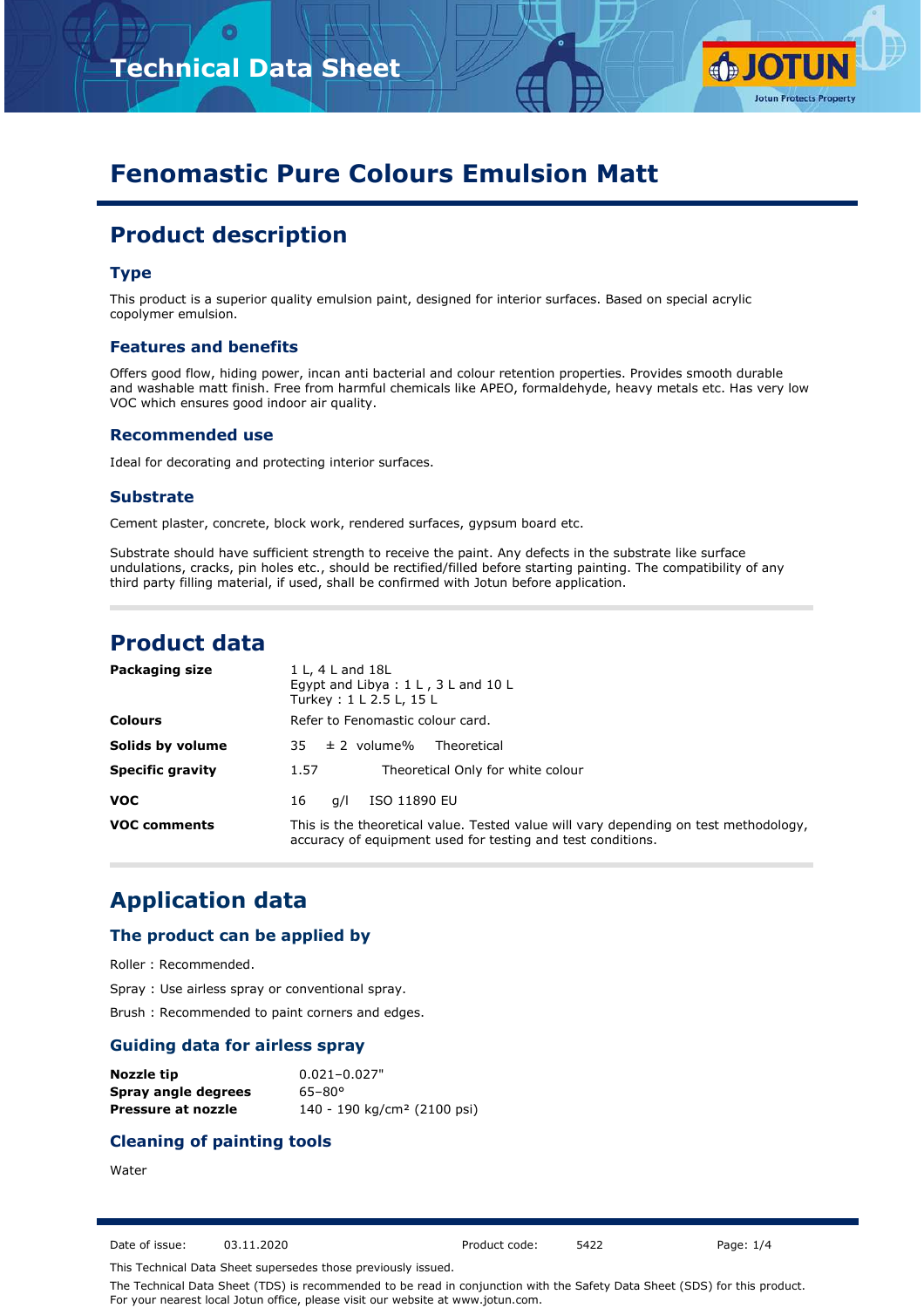# Fenomastic Pure Colours Emulsion Matt

## Product description

### Type

This product is a superior quality emulsion paint, designed for interior surfaces. Based on special acrylic copolymer emulsion.

### Features and benefits

Offers good flow, hiding power, incan anti bacterial and colour retention properties. Provides smooth durable and washable matt finish. Free from harmful chemicals like APEO, formaldehyde, heavy metals etc. Has very low VOC which ensures good indoor air quality.

### Recommended use

Ideal for decorating and protecting interior surfaces.

### Substrate

Cement plaster, concrete, block work, rendered surfaces, gypsum board etc.

Substrate should have sufficient strength to receive the paint. Any defects in the substrate like surface undulations, cracks, pin holes etc., should be rectified/filled before starting painting. The compatibility of any third party filling material, if used, shall be confirmed with Jotun before application.

## Product data

| | |
|---|---|
| **Packaging size** | 1 L, 4 L and 18L<br>Egypt and Libya : 1 L , 3 L and 10 L<br>Turkey : 1 L 2.5 L, 15 L |
| **Colours** | Refer to Fenomastic colour card. |
| **Solids by volume** | 35 ± 2 volume% Theoretical |
| **Specific gravity** | 1.57 Theoretical Only for white colour |
| **VOC** | 16 g/l ISO 11890 EU |
| **VOC comments** | This is the theoretical value. Tested value will vary depending on test methodology, accuracy of equipment used for testing and test conditions. |

## Application data

### The product can be applied by

Roller : Recommended.

Spray : Use airless spray or conventional spray.

Brush : Recommended to paint corners and edges.

### Guiding data for airless spray

| | |
|---|---|
| **Nozzle tip** | 0.021–0.027" |
| **Spray angle degrees** | 65–80° |
| **Pressure at nozzle** | 140 - 190 kg/cm² (2100 psi) |

### Cleaning of painting tools

Water

Date of issue: 03.11.2020 Product code: 5422

This Technical Data Sheet supersedes those previously issued.

The Technical Data Sheet (TDS) is recommended to be read in conjunction with the Safety Data Sheet (SDS) for this product. For your nearest local Jotun office, please visit our website at www.jotun.com.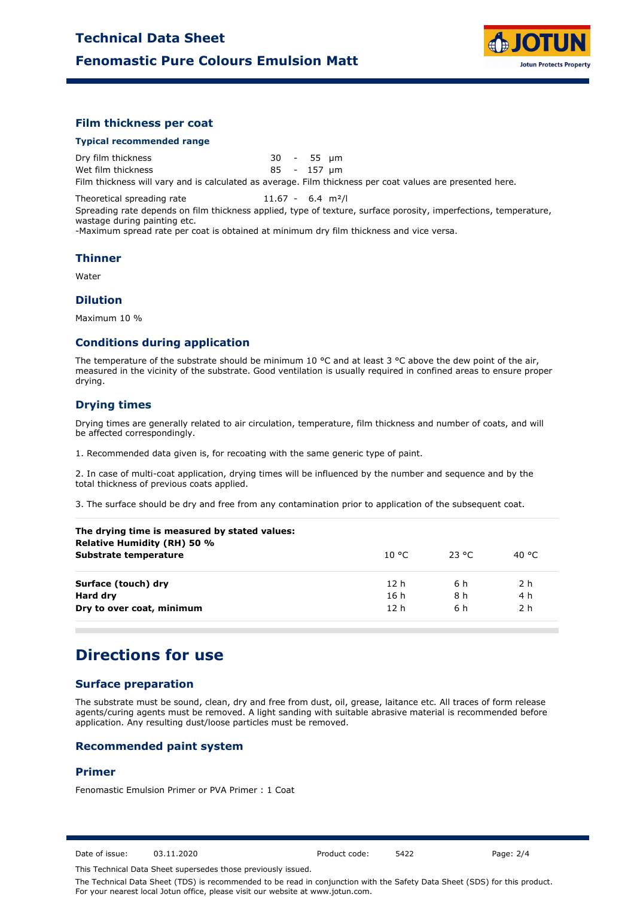## Film thickness per coat

### Typical recommended range

| | |
|---|---|
| Dry film thickness | 30 - 55 μm |
| Wet film thickness | 85 - 157 μm |

Film thickness will vary and is calculated as average. Film thickness per coat values are presented here.

Theoretical spreading rate 11.67 - 6.4 m²/l

Spreading rate depends on film thickness applied, type of texture, surface porosity, imperfections, temperature, wastage during painting etc.

-Maximum spread rate per coat is obtained at minimum dry film thickness and vice versa.

## Thinner

Water

## Dilution

Maximum 10 %

## Conditions during application

The temperature of the substrate should be minimum 10 °C and at least 3 °C above the dew point of the air, measured in the vicinity of the substrate. Good ventilation is usually required in confined areas to ensure proper drying.

## Drying times

Drying times are generally related to air circulation, temperature, film thickness and number of coats, and will be affected correspondingly.

1. Recommended data given is, for recoating with the same generic type of paint.

2. In case of multi-coat application, drying times will be influenced by the number and sequence and by the total thickness of previous coats applied.

3. The surface should be dry and free from any contamination prior to application of the subsequent coat.

| **The drying time is measured by stated values: Relative Humidity (RH) 50 % Substrate temperature** | 10 °C | 23 °C | 40 °C |
|---|---|---|---|
| **Surface (touch) dry** | 12 h | 6 h | 2 h |
| **Hard dry** | 16 h | 8 h | 4 h |
| **Dry to over coat, minimum** | 12 h | 6 h | 2 h |

# Directions for use

## Surface preparation

The substrate must be sound, clean, dry and free from dust, oil, grease, laitance etc. All traces of form release agents/curing agents must be removed. A light sanding with suitable abrasive material is recommended before application. Any resulting dust/loose particles must be removed.

## Recommended paint system

## Primer

Fenomastic Emulsion Primer or PVA Primer : 1 Coat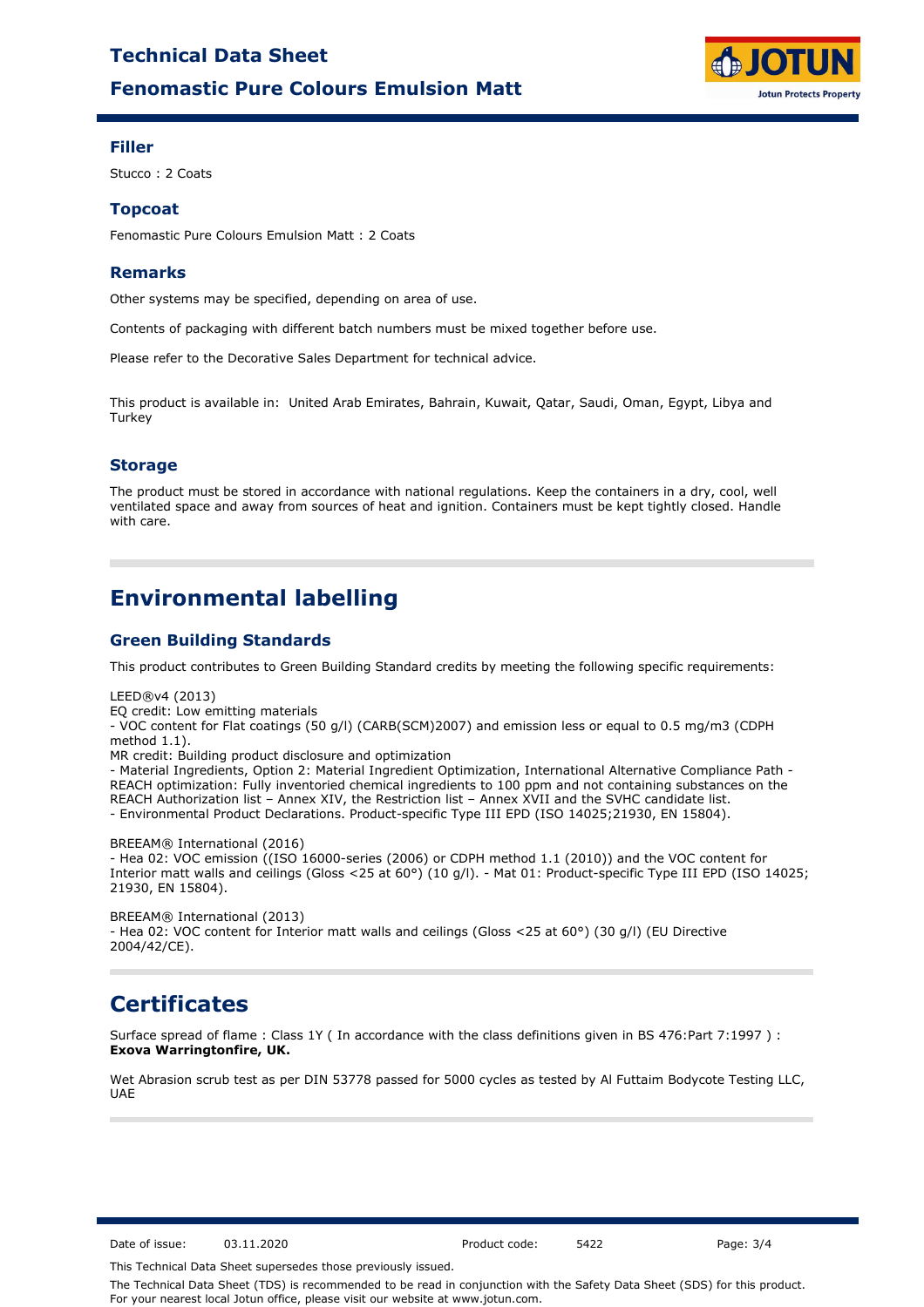### Filler

Stucco : 2 Coats

### Topcoat

Fenomastic Pure Colours Emulsion Matt : 2 Coats

### Remarks

Other systems may be specified, depending on area of use.

Contents of packaging with different batch numbers must be mixed together before use.

Please refer to the Decorative Sales Department for technical advice.

This product is available in: United Arab Emirates, Bahrain, Kuwait, Qatar, Saudi, Oman, Egypt, Libya and Turkey

### Storage

The product must be stored in accordance with national regulations. Keep the containers in a dry, cool, well ventilated space and away from sources of heat and ignition. Containers must be kept tightly closed. Handle with care.

## Environmental labelling

### Green Building Standards

This product contributes to Green Building Standard credits by meeting the following specific requirements:

LEED®v4 (2013)
EQ credit: Low emitting materials
- VOC content for Flat coatings (50 g/l) (CARB(SCM)2007) and emission less or equal to 0.5 mg/m3 (CDPH method 1.1).
MR credit: Building product disclosure and optimization
- Material Ingredients, Option 2: Material Ingredient Optimization, International Alternative Compliance Path - REACH optimization: Fully inventoried chemical ingredients to 100 ppm and not containing substances on the REACH Authorization list – Annex XIV, the Restriction list – Annex XVII and the SVHC candidate list.
- Environmental Product Declarations. Product-specific Type III EPD (ISO 14025;21930, EN 15804).

BREEAM® International (2016)
- Hea 02: VOC emission ((ISO 16000-series (2006) or CDPH method 1.1 (2010)) and the VOC content for Interior matt walls and ceilings (Gloss <25 at 60°) (10 g/l). - Mat 01: Product-specific Type III EPD (ISO 14025; 21930, EN 15804).

BREEAM® International (2013)
- Hea 02: VOC content for Interior matt walls and ceilings (Gloss <25 at 60°) (30 g/l) (EU Directive 2004/42/CE).

## Certificates

Surface spread of flame : Class 1Y ( In accordance with the class definitions given in BS 476:Part 7:1997 ) : **Exova Warringtonfire, UK.**

Wet Abrasion scrub test as per DIN 53778 passed for 5000 cycles as tested by Al Futtaim Bodycote Testing LLC, UAE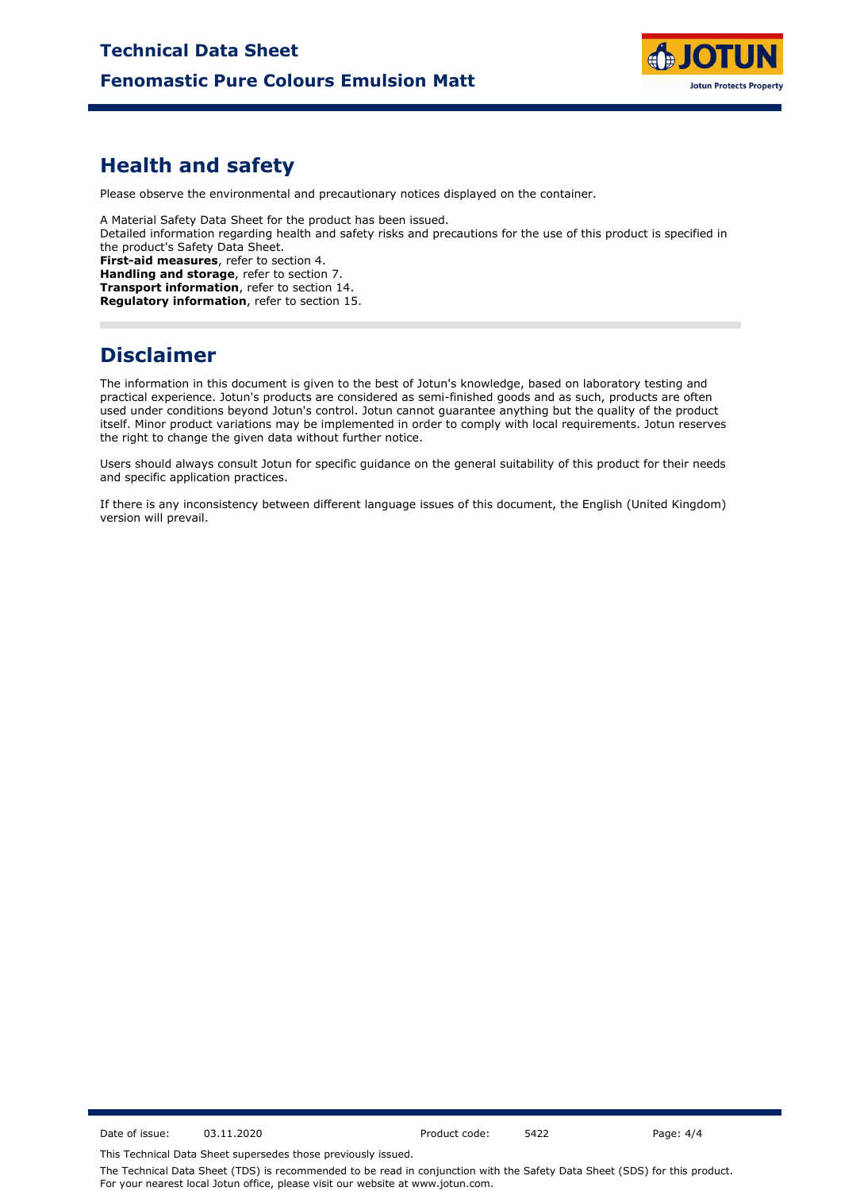## Health and safety

Please observe the environmental and precautionary notices displayed on the container.

A Material Safety Data Sheet for the product has been issued.
Detailed information regarding health and safety risks and precautions for the use of this product is specified in the product's Safety Data Sheet.
**First-aid measures**, refer to section 4.
**Handling and storage**, refer to section 7.
**Transport information**, refer to section 14.
**Regulatory information**, refer to section 15.

## Disclaimer

The information in this document is given to the best of Jotun's knowledge, based on laboratory testing and practical experience. Jotun's products are considered as semi-finished goods and as such, products are often used under conditions beyond Jotun's control. Jotun cannot guarantee anything but the quality of the product itself. Minor product variations may be implemented in order to comply with local requirements. Jotun reserves the right to change the given data without further notice.

Users should always consult Jotun for specific guidance on the general suitability of this product for their needs and specific application practices.

If there is any inconsistency between different language issues of this document, the English (United Kingdom) version will prevail.